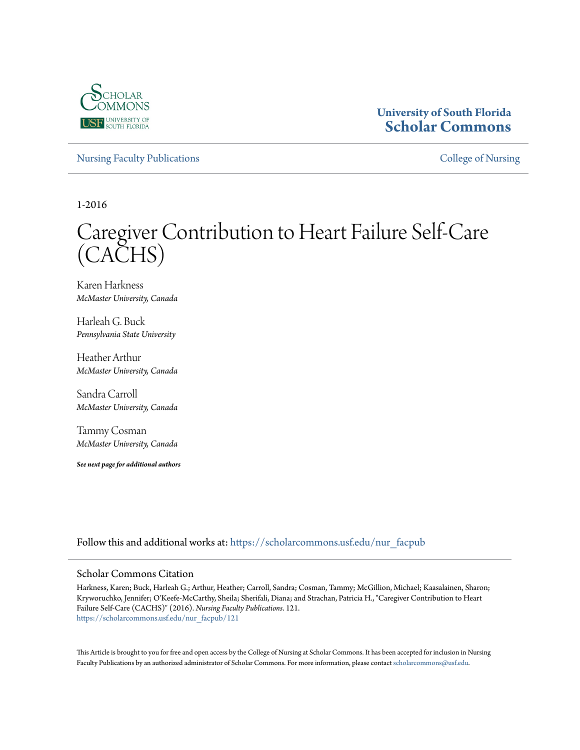University of South Florida
**Scholar Commons**

Nursing Faculty Publications — College of Nursing

1-2016

# Caregiver Contribution to Heart Failure Self-Care (CACHS)

Karen Harkness
*McMaster University, Canada*

Harleah G. Buck
*Pennsylvania State University*

Heather Arthur
*McMaster University, Canada*

Sandra Carroll
*McMaster University, Canada*

Tammy Cosman
*McMaster University, Canada*

***See next page for additional authors***

Follow this and additional works at: https://scholarcommons.usf.edu/nur_facpub

## Scholar Commons Citation

Harkness, Karen; Buck, Harleah G.; Arthur, Heather; Carroll, Sandra; Cosman, Tammy; McGillion, Michael; Kaasalainen, Sharon; Kryworuchko, Jennifer; O'Keefe-McCarthy, Sheila; Sherifali, Diana; and Strachan, Patricia H., "Caregiver Contribution to Heart Failure Self-Care (CACHS)" (2016). *Nursing Faculty Publications*. 121.
https://scholarcommons.usf.edu/nur_facpub/121

This Article is brought to you for free and open access by the College of Nursing at Scholar Commons. It has been accepted for inclusion in Nursing Faculty Publications by an authorized administrator of Scholar Commons. For more information, please contact scholarcommons@usf.edu.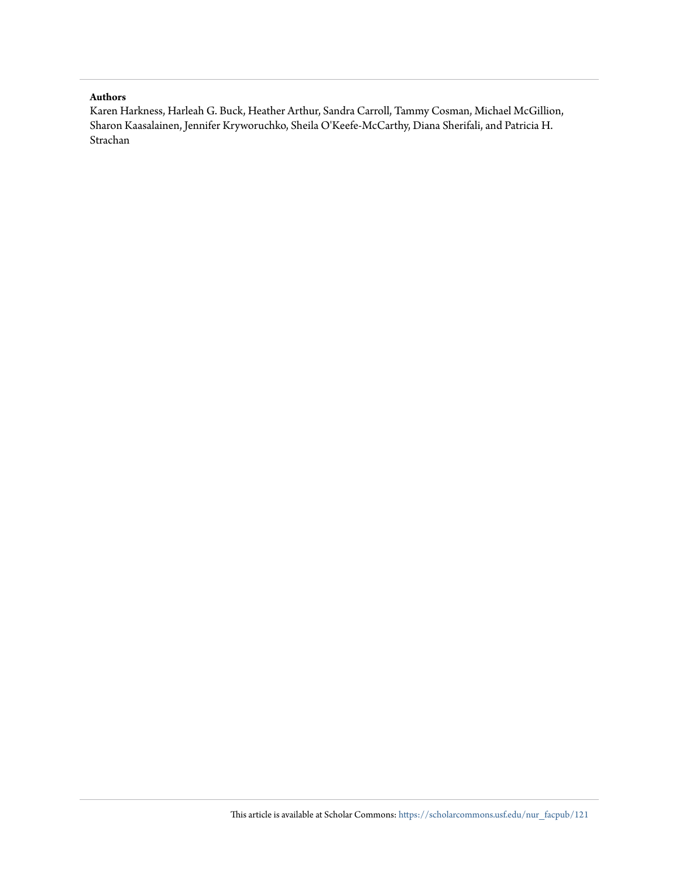**Authors**

Karen Harkness, Harleah G. Buck, Heather Arthur, Sandra Carroll, Tammy Cosman, Michael McGillion, Sharon Kaasalainen, Jennifer Kryworuchko, Sheila O'Keefe-McCarthy, Diana Sherifali, and Patricia H. Strachan

This article is available at Scholar Commons: https://scholarcommons.usf.edu/nur_facpub/121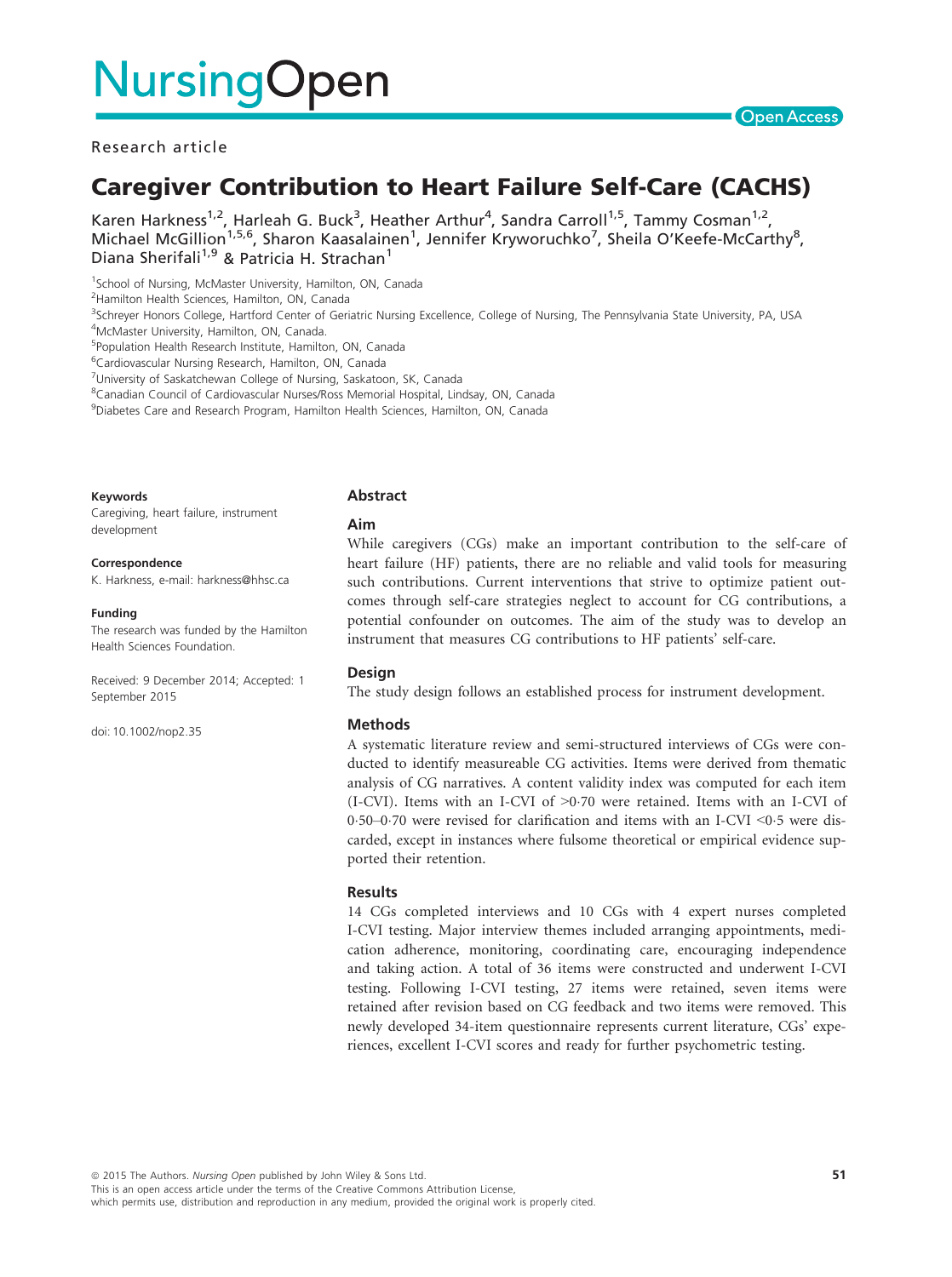# Caregiver Contribution to Heart Failure Self-Care (CACHS)

Karen Harkness[1,2], Harleah G. Buck[3], Heather Arthur[4], Sandra Carroll[1,5], Tammy Cosman[1,2], Michael McGillion[1,5,6], Sharon Kaasalainen[1], Jennifer Kryworuchko[7], Sheila O'Keefe-McCarthy[8], Diana Sherifali[1,9] & Patricia H. Strachan[1]

[1]School of Nursing, McMaster University, Hamilton, ON, Canada
[2]Hamilton Health Sciences, Hamilton, ON, Canada
[3]Schreyer Honors College, Hartford Center of Geriatric Nursing Excellence, College of Nursing, The Pennsylvania State University, PA, USA
[4]McMaster University, Hamilton, ON, Canada.
[5]Population Health Research Institute, Hamilton, ON, Canada
[6]Cardiovascular Nursing Research, Hamilton, ON, Canada
[7]University of Saskatchewan College of Nursing, Saskatoon, SK, Canada
[8]Canadian Council of Cardiovascular Nurses/Ross Memorial Hospital, Lindsay, ON, Canada
[9]Diabetes Care and Research Program, Hamilton Health Sciences, Hamilton, ON, Canada

**Keywords**
Caregiving, heart failure, instrument development

**Correspondence**
K. Harkness, e-mail: harkness@hhsc.ca

**Funding**
The research was funded by the Hamilton Health Sciences Foundation.

Received: 9 December 2014; Accepted: 1 September 2015

doi: 10.1002/nop2.35

## Abstract

### Aim

While caregivers (CGs) make an important contribution to the self-care of heart failure (HF) patients, there are no reliable and valid tools for measuring such contributions. Current interventions that strive to optimize patient outcomes through self-care strategies neglect to account for CG contributions, a potential confounder on outcomes. The aim of the study was to develop an instrument that measures CG contributions to HF patients' self-care.

### Design

The study design follows an established process for instrument development.

### Methods

A systematic literature review and semi-structured interviews of CGs were conducted to identify measureable CG activities. Items were derived from thematic analysis of CG narratives. A content validity index was computed for each item (I-CVI). Items with an I-CVI of >0·70 were retained. Items with an I-CVI of 0·50–0·70 were revised for clarification and items with an I-CVI <0·5 were discarded, except in instances where fulsome theoretical or empirical evidence supported their retention.

### Results

14 CGs completed interviews and 10 CGs with 4 expert nurses completed I-CVI testing. Major interview themes included arranging appointments, medication adherence, monitoring, coordinating care, encouraging independence and taking action. A total of 36 items were constructed and underwent I-CVI testing. Following I-CVI testing, 27 items were retained, seven items were retained after revision based on CG feedback and two items were removed. This newly developed 34-item questionnaire represents current literature, CGs' experiences, excellent I-CVI scores and ready for further psychometric testing.

© 2015 The Authors. *Nursing Open* published by John Wiley & Sons Ltd.
This is an open access article under the terms of the Creative Commons Attribution License, which permits use, distribution and reproduction in any medium, provided the original work is properly cited.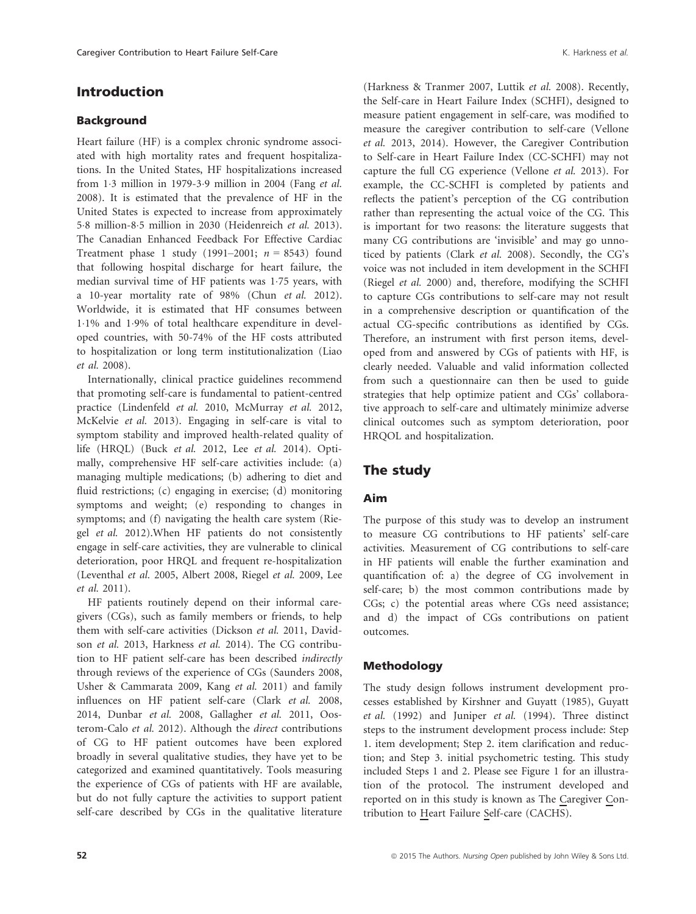## Introduction

### Background

Heart failure (HF) is a complex chronic syndrome associated with high mortality rates and frequent hospitalizations. In the United States, HF hospitalizations increased from 1·3 million in 1979-3·9 million in 2004 (Fang *et al.* 2008). It is estimated that the prevalence of HF in the United States is expected to increase from approximately 5·8 million-8·5 million in 2030 (Heidenreich *et al.* 2013). The Canadian Enhanced Feedback For Effective Cardiac Treatment phase 1 study (1991–2001; $n = 8543$) found that following hospital discharge for heart failure, the median survival time of HF patients was 1·75 years, with a 10-year mortality rate of 98% (Chun *et al.* 2012). Worldwide, it is estimated that HF consumes between 1·1% and 1·9% of total healthcare expenditure in developed countries, with 50-74% of the HF costs attributed to hospitalization or long term institutionalization (Liao *et al.* 2008).

Internationally, clinical practice guidelines recommend that promoting self-care is fundamental to patient-centred practice (Lindenfeld *et al.* 2010, McMurray *et al.* 2012, McKelvie *et al.* 2013). Engaging in self-care is vital to symptom stability and improved health-related quality of life (HRQL) (Buck *et al.* 2012, Lee *et al.* 2014). Optimally, comprehensive HF self-care activities include: (a) managing multiple medications; (b) adhering to diet and fluid restrictions; (c) engaging in exercise; (d) monitoring symptoms and weight; (e) responding to changes in symptoms; and (f) navigating the health care system (Riegel *et al.* 2012).When HF patients do not consistently engage in self-care activities, they are vulnerable to clinical deterioration, poor HRQL and frequent re-hospitalization (Leventhal *et al.* 2005, Albert 2008, Riegel *et al.* 2009, Lee *et al.* 2011).

HF patients routinely depend on their informal caregivers (CGs), such as family members or friends, to help them with self-care activities (Dickson *et al.* 2011, Davidson *et al.* 2013, Harkness *et al.* 2014). The CG contribution to HF patient self-care has been described *indirectly* through reviews of the experience of CGs (Saunders 2008, Usher & Cammarata 2009, Kang *et al.* 2011) and family influences on HF patient self-care (Clark *et al.* 2008, 2014, Dunbar *et al.* 2008, Gallagher *et al.* 2011, Oosterom-Calo *et al.* 2012). Although the *direct* contributions of CG to HF patient outcomes have been explored broadly in several qualitative studies, they have yet to be categorized and examined quantitatively. Tools measuring the experience of CGs of patients with HF are available, but do not fully capture the activities to support patient self-care described by CGs in the qualitative literature (Harkness & Tranmer 2007, Luttik *et al.* 2008). Recently, the Self-care in Heart Failure Index (SCHFI), designed to measure patient engagement in self-care, was modified to measure the caregiver contribution to self-care (Vellone *et al.* 2013, 2014). However, the Caregiver Contribution to Self-care in Heart Failure Index (CC-SCHFI) may not capture the full CG experience (Vellone *et al.* 2013). For example, the CC-SCHFI is completed by patients and reflects the patient's perception of the CG contribution rather than representing the actual voice of the CG. This is important for two reasons: the literature suggests that many CG contributions are 'invisible' and may go unnoticed by patients (Clark *et al.* 2008). Secondly, the CG's voice was not included in item development in the SCHFI (Riegel *et al.* 2000) and, therefore, modifying the SCHFI to capture CGs contributions to self-care may not result in a comprehensive description or quantification of the actual CG-specific contributions as identified by CGs. Therefore, an instrument with first person items, developed from and answered by CGs of patients with HF, is clearly needed. Valuable and valid information collected from such a questionnaire can then be used to guide strategies that help optimize patient and CGs' collaborative approach to self-care and ultimately minimize adverse clinical outcomes such as symptom deterioration, poor HRQOL and hospitalization.

## The study

### Aim

The purpose of this study was to develop an instrument to measure CG contributions to HF patients' self-care activities. Measurement of CG contributions to self-care in HF patients will enable the further examination and quantification of: a) the degree of CG involvement in self-care; b) the most common contributions made by CGs; c) the potential areas where CGs need assistance; and d) the impact of CGs contributions on patient outcomes.

### Methodology

The study design follows instrument development processes established by Kirshner and Guyatt (1985), Guyatt *et al.* (1992) and Juniper *et al.* (1994). Three distinct steps to the instrument development process include: Step 1. item development; Step 2. item clarification and reduction; and Step 3. initial psychometric testing. This study included Steps 1 and 2. Please see Figure 1 for an illustration of the protocol. The instrument developed and reported on in this study is known as The Caregiver Contribution to Heart Failure Self-care (CACHS).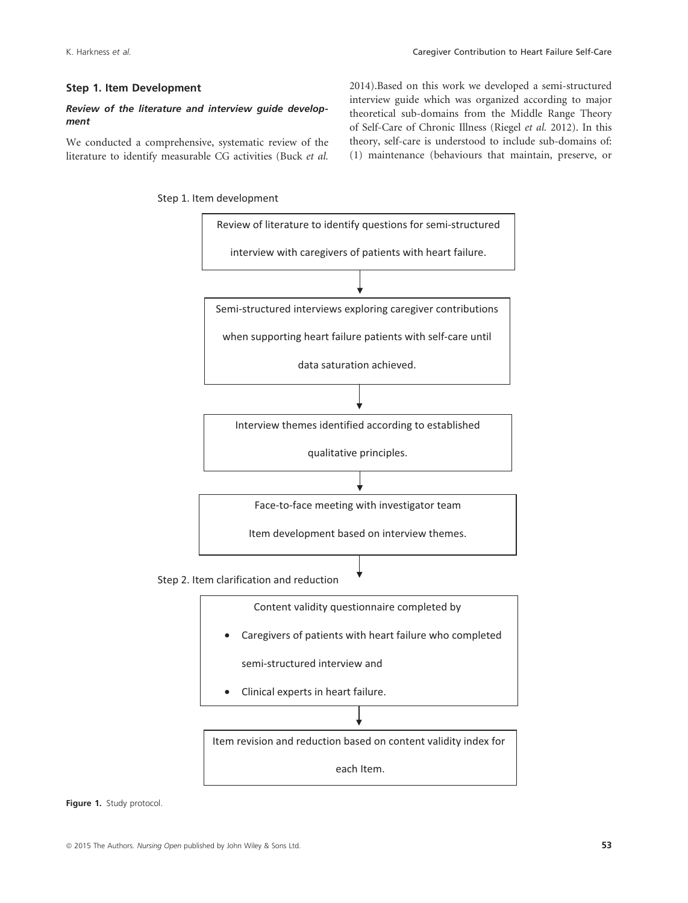## Step 1. Item Development

### *Review of the literature and interview guide development*

We conducted a comprehensive, systematic review of the literature to identify measurable CG activities (Buck *et al.* 2014).Based on this work we developed a semi-structured interview guide which was organized according to major theoretical sub-domains from the Middle Range Theory of Self-Care of Chronic Illness (Riegel *et al.* 2012). In this theory, self-care is understood to include sub-domains of: (1) maintenance (behaviours that maintain, preserve, or

Step 1. Item development

Review of literature to identify questions for semi-structured interview with caregivers of patients with heart failure.

↓

Semi-structured interviews exploring caregiver contributions when supporting heart failure patients with self-care until data saturation achieved.

↓

Interview themes identified according to established qualitative principles.

↓

Face-to-face meeting with investigator team

Item development based on interview themes.

↓

Step 2. Item clarification and reduction

Content validity questionnaire completed by

- Caregivers of patients with heart failure who completed semi-structured interview and
- Clinical experts in heart failure.

↓

Item revision and reduction based on content validity index for each Item.

**Figure 1.** Study protocol.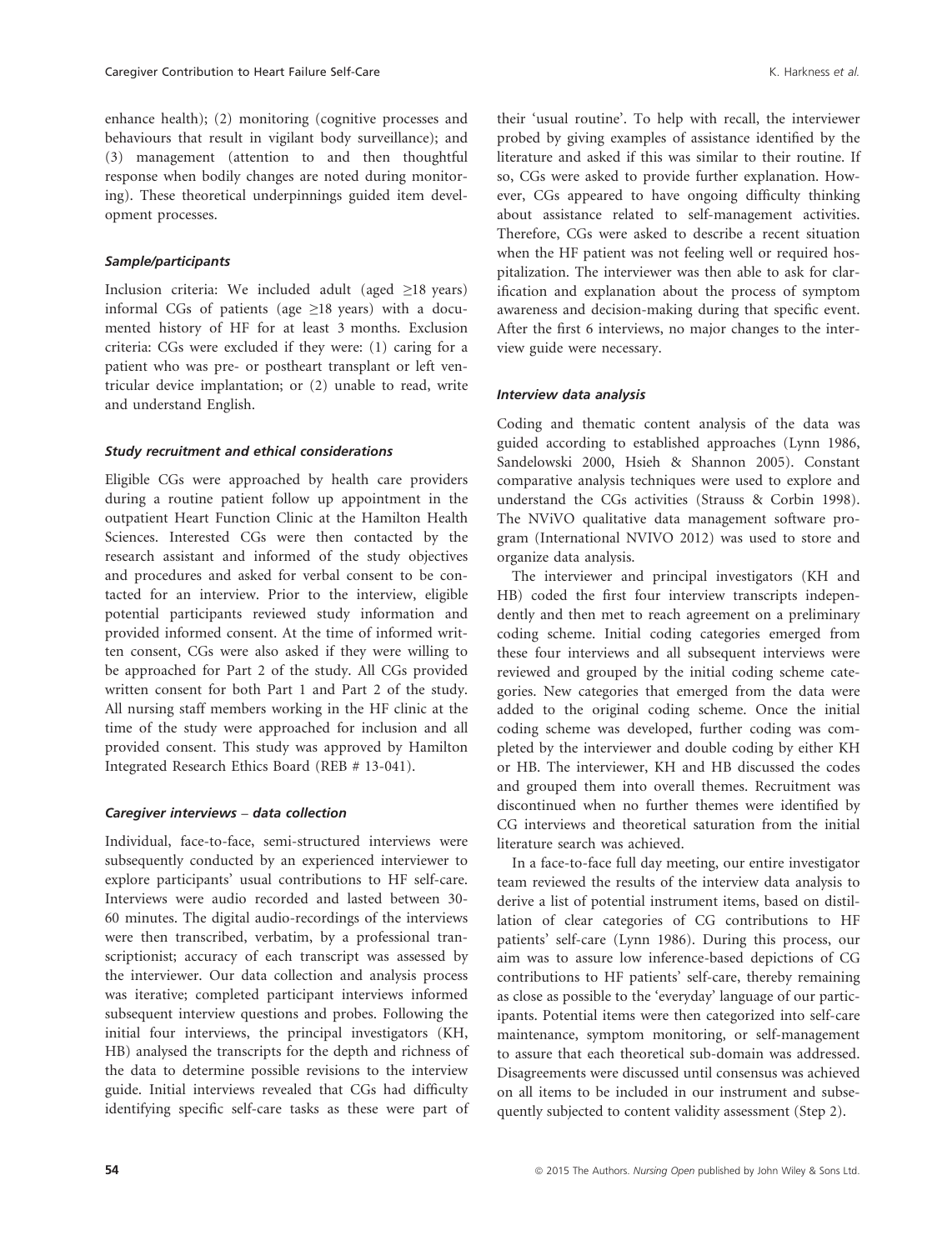enhance health); (2) monitoring (cognitive processes and behaviours that result in vigilant body surveillance); and (3) management (attention to and then thoughtful response when bodily changes are noted during monitoring). These theoretical underpinnings guided item development processes.

#### *Sample/participants*

Inclusion criteria: We included adult (aged ≥18 years) informal CGs of patients (age ≥18 years) with a documented history of HF for at least 3 months. Exclusion criteria: CGs were excluded if they were: (1) caring for a patient who was pre- or postheart transplant or left ventricular device implantation; or (2) unable to read, write and understand English.

#### *Study recruitment and ethical considerations*

Eligible CGs were approached by health care providers during a routine patient follow up appointment in the outpatient Heart Function Clinic at the Hamilton Health Sciences. Interested CGs were then contacted by the research assistant and informed of the study objectives and procedures and asked for verbal consent to be contacted for an interview. Prior to the interview, eligible potential participants reviewed study information and provided informed consent. At the time of informed written consent, CGs were also asked if they were willing to be approached for Part 2 of the study. All CGs provided written consent for both Part 1 and Part 2 of the study. All nursing staff members working in the HF clinic at the time of the study were approached for inclusion and all provided consent. This study was approved by Hamilton Integrated Research Ethics Board (REB # 13-041).

#### *Caregiver interviews – data collection*

Individual, face-to-face, semi-structured interviews were subsequently conducted by an experienced interviewer to explore participants' usual contributions to HF self-care. Interviews were audio recorded and lasted between 30-60 minutes. The digital audio-recordings of the interviews were then transcribed, verbatim, by a professional transcriptionist; accuracy of each transcript was assessed by the interviewer. Our data collection and analysis process was iterative; completed participant interviews informed subsequent interview questions and probes. Following the initial four interviews, the principal investigators (KH, HB) analysed the transcripts for the depth and richness of the data to determine possible revisions to the interview guide. Initial interviews revealed that CGs had difficulty identifying specific self-care tasks as these were part of their 'usual routine'. To help with recall, the interviewer probed by giving examples of assistance identified by the literature and asked if this was similar to their routine. If so, CGs were asked to provide further explanation. However, CGs appeared to have ongoing difficulty thinking about assistance related to self-management activities. Therefore, CGs were asked to describe a recent situation when the HF patient was not feeling well or required hospitalization. The interviewer was then able to ask for clarification and explanation about the process of symptom awareness and decision-making during that specific event. After the first 6 interviews, no major changes to the interview guide were necessary.

#### *Interview data analysis*

Coding and thematic content analysis of the data was guided according to established approaches (Lynn 1986, Sandelowski 2000, Hsieh & Shannon 2005). Constant comparative analysis techniques were used to explore and understand the CGs activities (Strauss & Corbin 1998). The NViVO qualitative data management software program (International NVIVO 2012) was used to store and organize data analysis.

The interviewer and principal investigators (KH and HB) coded the first four interview transcripts independently and then met to reach agreement on a preliminary coding scheme. Initial coding categories emerged from these four interviews and all subsequent interviews were reviewed and grouped by the initial coding scheme categories. New categories that emerged from the data were added to the original coding scheme. Once the initial coding scheme was developed, further coding was completed by the interviewer and double coding by either KH or HB. The interviewer, KH and HB discussed the codes and grouped them into overall themes. Recruitment was discontinued when no further themes were identified by CG interviews and theoretical saturation from the initial literature search was achieved.

In a face-to-face full day meeting, our entire investigator team reviewed the results of the interview data analysis to derive a list of potential instrument items, based on distillation of clear categories of CG contributions to HF patients' self-care (Lynn 1986). During this process, our aim was to assure low inference-based depictions of CG contributions to HF patients' self-care, thereby remaining as close as possible to the 'everyday' language of our participants. Potential items were then categorized into self-care maintenance, symptom monitoring, or self-management to assure that each theoretical sub-domain was addressed. Disagreements were discussed until consensus was achieved on all items to be included in our instrument and subsequently subjected to content validity assessment (Step 2).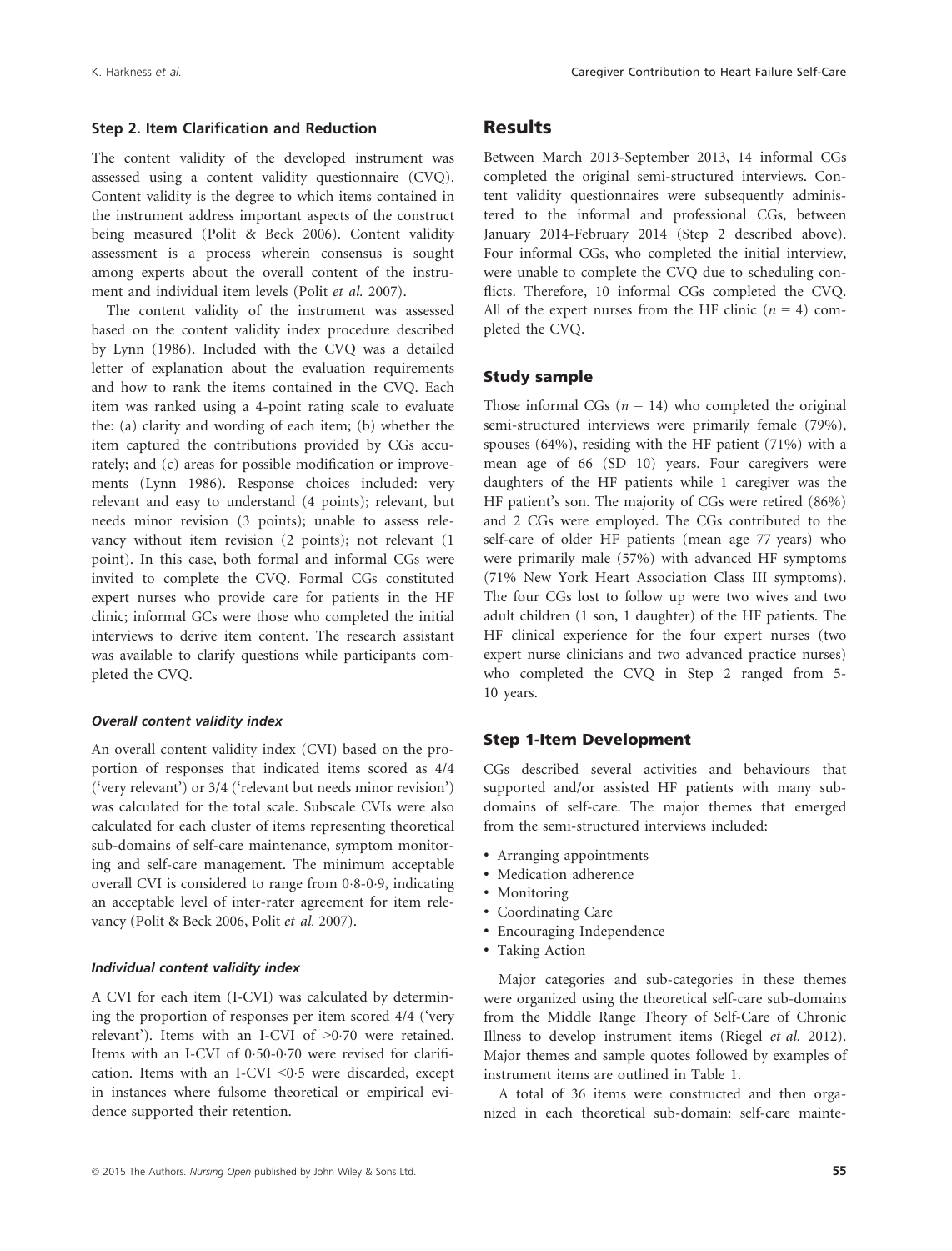### Step 2. Item Clarification and Reduction

The content validity of the developed instrument was assessed using a content validity questionnaire (CVQ). Content validity is the degree to which items contained in the instrument address important aspects of the construct being measured (Polit & Beck 2006). Content validity assessment is a process wherein consensus is sought among experts about the overall content of the instrument and individual item levels (Polit *et al.* 2007).

The content validity of the instrument was assessed based on the content validity index procedure described by Lynn (1986). Included with the CVQ was a detailed letter of explanation about the evaluation requirements and how to rank the items contained in the CVQ. Each item was ranked using a 4-point rating scale to evaluate the: (a) clarity and wording of each item; (b) whether the item captured the contributions provided by CGs accurately; and (c) areas for possible modification or improvements (Lynn 1986). Response choices included: very relevant and easy to understand (4 points); relevant, but needs minor revision (3 points); unable to assess relevancy without item revision (2 points); not relevant (1 point). In this case, both formal and informal CGs were invited to complete the CVQ. Formal CGs constituted expert nurses who provide care for patients in the HF clinic; informal GCs were those who completed the initial interviews to derive item content. The research assistant was available to clarify questions while participants completed the CVQ.

#### *Overall content validity index*

An overall content validity index (CVI) based on the proportion of responses that indicated items scored as 4/4 ('very relevant') or 3/4 ('relevant but needs minor revision') was calculated for the total scale. Subscale CVIs were also calculated for each cluster of items representing theoretical sub-domains of self-care maintenance, symptom monitoring and self-care management. The minimum acceptable overall CVI is considered to range from 0·8-0·9, indicating an acceptable level of inter-rater agreement for item relevancy (Polit & Beck 2006, Polit *et al.* 2007).

#### *Individual content validity index*

A CVI for each item (I-CVI) was calculated by determining the proportion of responses per item scored 4/4 ('very relevant'). Items with an I-CVI of >0·70 were retained. Items with an I-CVI of 0·50-0·70 were revised for clarification. Items with an I-CVI <0·5 were discarded, except in instances where fulsome theoretical or empirical evidence supported their retention.

## Results

Between March 2013-September 2013, 14 informal CGs completed the original semi-structured interviews. Content validity questionnaires were subsequently administered to the informal and professional CGs, between January 2014-February 2014 (Step 2 described above). Four informal CGs, who completed the initial interview, were unable to complete the CVQ due to scheduling conflicts. Therefore, 10 informal CGs completed the CVQ. All of the expert nurses from the HF clinic ($n = 4$) completed the CVQ.

### Study sample

Those informal CGs ($n = 14$) who completed the original semi-structured interviews were primarily female (79%), spouses (64%), residing with the HF patient (71%) with a mean age of 66 (SD 10) years. Four caregivers were daughters of the HF patients while 1 caregiver was the HF patient's son. The majority of CGs were retired (86%) and 2 CGs were employed. The CGs contributed to the self-care of older HF patients (mean age 77 years) who were primarily male (57%) with advanced HF symptoms (71% New York Heart Association Class III symptoms). The four CGs lost to follow up were two wives and two adult children (1 son, 1 daughter) of the HF patients. The HF clinical experience for the four expert nurses (two expert nurse clinicians and two advanced practice nurses) who completed the CVQ in Step 2 ranged from 5-10 years.

### Step 1-Item Development

CGs described several activities and behaviours that supported and/or assisted HF patients with many subdomains of self-care. The major themes that emerged from the semi-structured interviews included:

- Arranging appointments
- Medication adherence
- Monitoring
- Coordinating Care
- Encouraging Independence
- Taking Action

Major categories and sub-categories in these themes were organized using the theoretical self-care sub-domains from the Middle Range Theory of Self-Care of Chronic Illness to develop instrument items (Riegel *et al.* 2012). Major themes and sample quotes followed by examples of instrument items are outlined in Table 1.

A total of 36 items were constructed and then organized in each theoretical sub-domain: self-care mainte-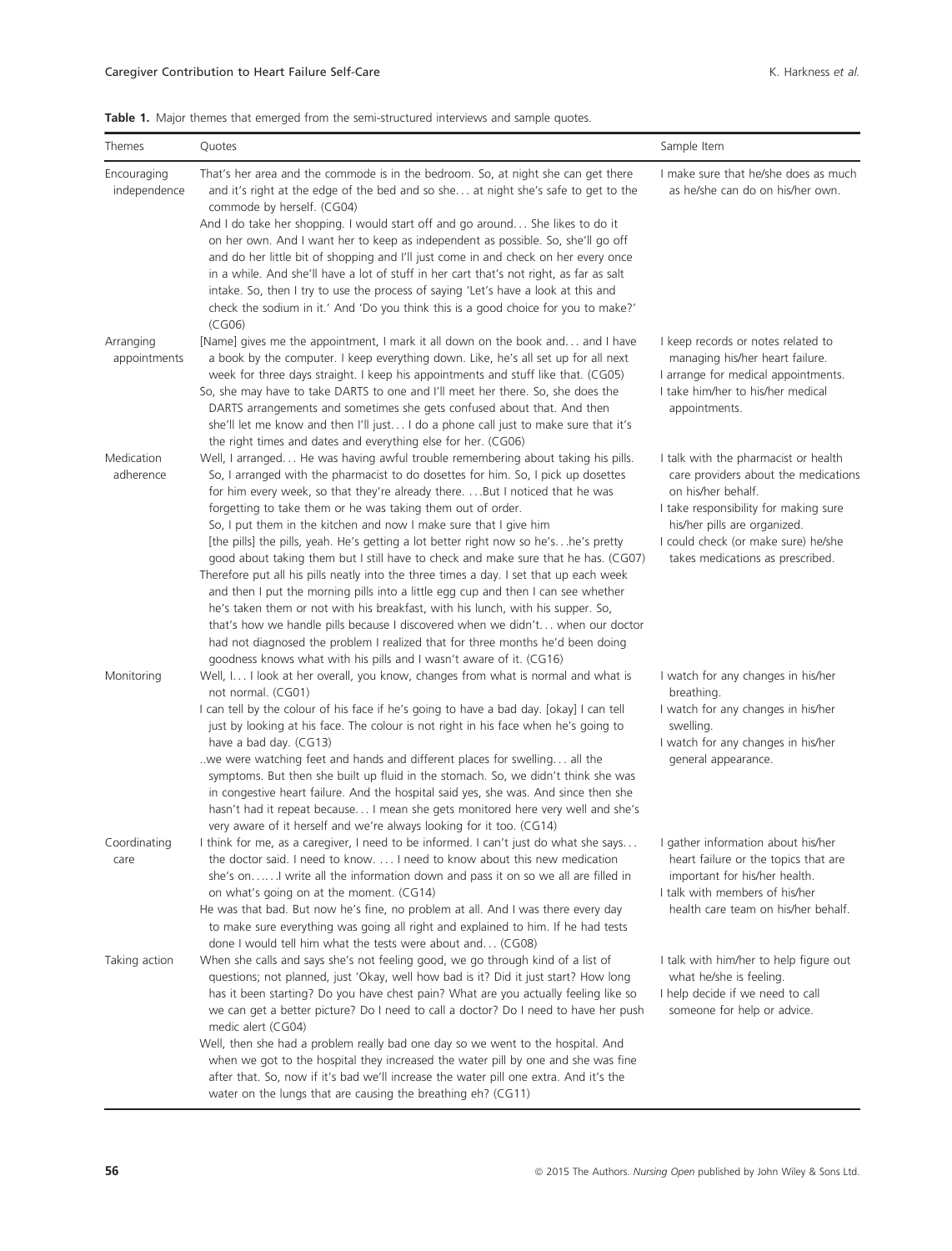**Table 1.** Major themes that emerged from the semi-structured interviews and sample quotes.

| Themes | Quotes | Sample Item |
|---|---|---|
| Encouraging independence | That's her area and the commode is in the bedroom. So, at night she can get there and it's right at the edge of the bed and so she… at night she's safe to get to the commode by herself. (CG04)<br>And I do take her shopping. I would start off and go around… She likes to do it on her own. And I want her to keep as independent as possible. So, she'll go off and do her little bit of shopping and I'll just come in and check on her every once in a while. And she'll have a lot of stuff in her cart that's not right, as far as salt intake. So, then I try to use the process of saying 'Let's have a look at this and check the sodium in it.' And 'Do you think this is a good choice for you to make?' (CG06) | I make sure that he/she does as much as he/she can do on his/her own. |
| Arranging appointments | [Name] gives me the appointment, I mark it all down on the book and… and I have a book by the computer. I keep everything down. Like, he's all set up for all next week for three days straight. I keep his appointments and stuff like that. (CG05)<br>So, she may have to take DARTS to one and I'll meet her there. So, she does the DARTS arrangements and sometimes she gets confused about that. And then she'll let me know and then I'll just… I do a phone call just to make sure that it's the right times and dates and everything else for her. (CG06) | I keep records or notes related to managing his/her heart failure.<br>I arrange for medical appointments.<br>I take him/her to his/her medical appointments. |
| Medication adherence | Well, I arranged… He was having awful trouble remembering about taking his pills. So, I arranged with the pharmacist to do dosettes for him. So, I pick up dosettes for him every week, so that they're already there. …But I noticed that he was forgetting to take them or he was taking them out of order.<br>So, I put them in the kitchen and now I make sure that I give him [the pills] the pills, yeah. He's getting a lot better right now so he's…he's pretty good about taking them but I still have to check and make sure that he has. (CG07)<br>Therefore put all his pills neatly into the three times a day. I set that up each week and then I put the morning pills into a little egg cup and then I can see whether he's taken them or not with his breakfast, with his lunch, with his supper. So, that's how we handle pills because I discovered when we didn't… when our doctor had not diagnosed the problem I realized that for three months he'd been doing goodness knows what with his pills and I wasn't aware of it. (CG16) | I talk with the pharmacist or health care providers about the medications on his/her behalf.<br>I take responsibility for making sure his/her pills are organized.<br>I could check (or make sure) he/she takes medications as prescribed. |
| Monitoring | Well, I… I look at her overall, you know, changes from what is normal and what is not normal. (CG01)<br>I can tell by the colour of his face if he's going to have a bad day. [okay] I can tell just by looking at his face. The colour is not right in his face when he's going to have a bad day. (CG13)<br>..we were watching feet and hands and different places for swelling… all the symptoms. But then she built up fluid in the stomach. So, we didn't think she was in congestive heart failure. And the hospital said yes, she was. And since then she hasn't had it repeat because… I mean she gets monitored here very well and she's very aware of it herself and we're always looking for it too. (CG14) | I watch for any changes in his/her breathing.<br>I watch for any changes in his/her swelling.<br>I watch for any changes in his/her general appearance. |
| Coordinating care | I think for me, as a caregiver, I need to be informed. I can't just do what she says… the doctor said. I need to know. … I need to know about this new medication she's on……I write all the information down and pass it on so we all are filled in on what's going on at the moment. (CG14)<br>He was that bad. But now he's fine, no problem at all. And I was there every day to make sure everything was going all right and explained to him. If he had tests done I would tell him what the tests were about and… (CG08) | I gather information about his/her heart failure or the topics that are important for his/her health.<br>I talk with members of his/her health care team on his/her behalf. |
| Taking action | When she calls and says she's not feeling good, we go through kind of a list of questions; not planned, just 'Okay, well how bad is it? Did it just start? How long has it been starting? Do you have chest pain? What are you actually feeling like so we can get a better picture? Do I need to call a doctor? Do I need to have her push medic alert (CG04)<br>Well, then she had a problem really bad one day so we went to the hospital. And when we got to the hospital they increased the water pill by one and she was fine after that. So, now if it's bad we'll increase the water pill one extra. And it's the water on the lungs that are causing the breathing eh? (CG11) | I talk with him/her to help figure out what he/she is feeling.<br>I help decide if we need to call someone for help or advice. |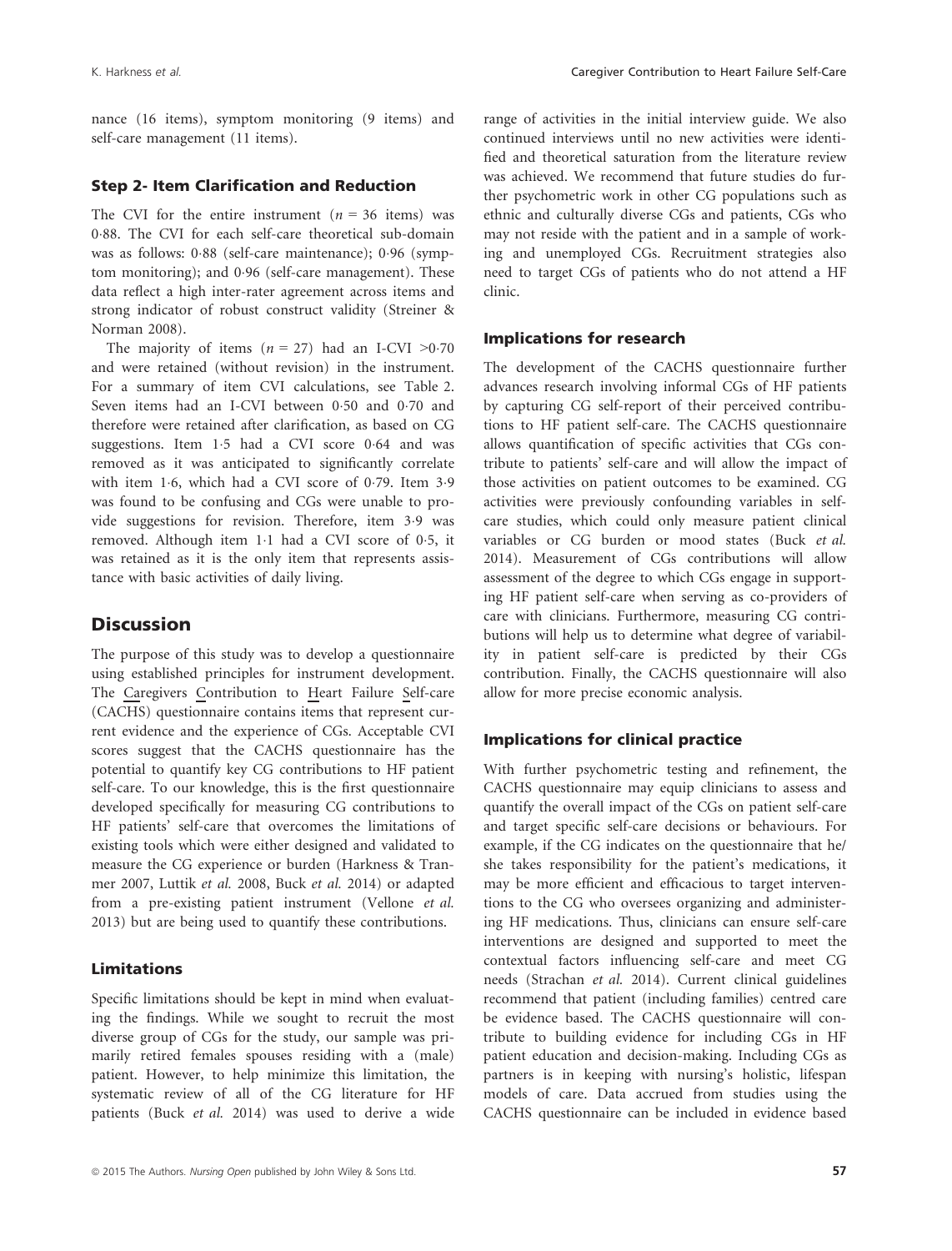nance (16 items), symptom monitoring (9 items) and self-care management (11 items).

### Step 2- Item Clarification and Reduction

The CVI for the entire instrument ($n = 36$ items) was 0·88. The CVI for each self-care theoretical sub-domain was as follows: 0·88 (self-care maintenance); 0·96 (symptom monitoring); and 0·96 (self-care management). These data reflect a high inter-rater agreement across items and strong indicator of robust construct validity (Streiner & Norman 2008).

The majority of items ($n = 27$) had an I-CVI >0·70 and were retained (without revision) in the instrument. For a summary of item CVI calculations, see Table 2. Seven items had an I-CVI between 0·50 and 0·70 and therefore were retained after clarification, as based on CG suggestions. Item 1·5 had a CVI score 0·64 and was removed as it was anticipated to significantly correlate with item 1·6, which had a CVI score of 0·79. Item 3·9 was found to be confusing and CGs were unable to provide suggestions for revision. Therefore, item 3·9 was removed. Although item 1·1 had a CVI score of 0·5, it was retained as it is the only item that represents assistance with basic activities of daily living.

## Discussion

The purpose of this study was to develop a questionnaire using established principles for instrument development. The Caregivers Contribution to Heart Failure Self-care (CACHS) questionnaire contains items that represent current evidence and the experience of CGs. Acceptable CVI scores suggest that the CACHS questionnaire has the potential to quantify key CG contributions to HF patient self-care. To our knowledge, this is the first questionnaire developed specifically for measuring CG contributions to HF patients' self-care that overcomes the limitations of existing tools which were either designed and validated to measure the CG experience or burden (Harkness & Tranmer 2007, Luttik *et al.* 2008, Buck *et al.* 2014) or adapted from a pre-existing patient instrument (Vellone *et al.* 2013) but are being used to quantify these contributions.

### Limitations

Specific limitations should be kept in mind when evaluating the findings. While we sought to recruit the most diverse group of CGs for the study, our sample was primarily retired females spouses residing with a (male) patient. However, to help minimize this limitation, the systematic review of all of the CG literature for HF patients (Buck *et al.* 2014) was used to derive a wide range of activities in the initial interview guide. We also continued interviews until no new activities were identified and theoretical saturation from the literature review was achieved. We recommend that future studies do further psychometric work in other CG populations such as ethnic and culturally diverse CGs and patients, CGs who may not reside with the patient and in a sample of working and unemployed CGs. Recruitment strategies also need to target CGs of patients who do not attend a HF clinic.

### Implications for research

The development of the CACHS questionnaire further advances research involving informal CGs of HF patients by capturing CG self-report of their perceived contributions to HF patient self-care. The CACHS questionnaire allows quantification of specific activities that CGs contribute to patients' self-care and will allow the impact of those activities on patient outcomes to be examined. CG activities were previously confounding variables in self-care studies, which could only measure patient clinical variables or CG burden or mood states (Buck *et al.* 2014). Measurement of CGs contributions will allow assessment of the degree to which CGs engage in supporting HF patient self-care when serving as co-providers of care with clinicians. Furthermore, measuring CG contributions will help us to determine what degree of variability in patient self-care is predicted by their CGs contribution. Finally, the CACHS questionnaire will also allow for more precise economic analysis.

### Implications for clinical practice

With further psychometric testing and refinement, the CACHS questionnaire may equip clinicians to assess and quantify the overall impact of the CGs on patient self-care and target specific self-care decisions or behaviours. For example, if the CG indicates on the questionnaire that he/she takes responsibility for the patient's medications, it may be more efficient and efficacious to target interventions to the CG who oversees organizing and administering HF medications. Thus, clinicians can ensure self-care interventions are designed and supported to meet the contextual factors influencing self-care and meet CG needs (Strachan *et al.* 2014). Current clinical guidelines recommend that patient (including families) centred care be evidence based. The CACHS questionnaire will contribute to building evidence for including CGs in HF patient education and decision-making. Including CGs as partners is in keeping with nursing's holistic, lifespan models of care. Data accrued from studies using the CACHS questionnaire can be included in evidence based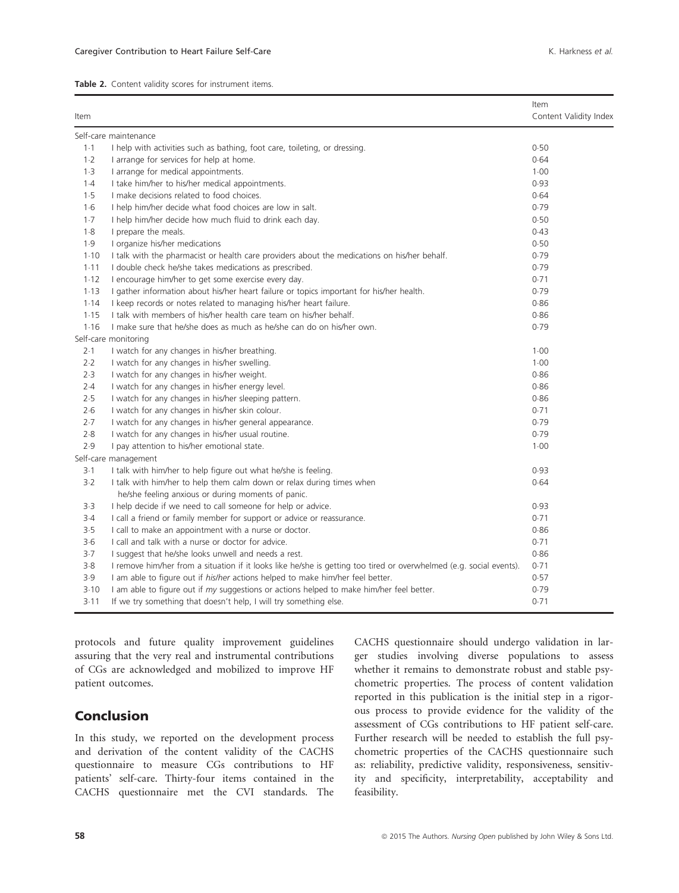**Table 2.** Content validity scores for instrument items.

| Item | | Item Content Validity Index |
|---|---|---|
| Self-care maintenance | | |
| 1·1 | I help with activities such as bathing, foot care, toileting, or dressing. | 0·50 |
| 1·2 | I arrange for services for help at home. | 0·64 |
| 1·3 | I arrange for medical appointments. | 1·00 |
| 1·4 | I take him/her to his/her medical appointments. | 0·93 |
| 1·5 | I make decisions related to food choices. | 0·64 |
| 1·6 | I help him/her decide what food choices are low in salt. | 0·79 |
| 1·7 | I help him/her decide how much fluid to drink each day. | 0·50 |
| 1·8 | I prepare the meals. | 0·43 |
| 1·9 | I organize his/her medications | 0·50 |
| 1·10 | I talk with the pharmacist or health care providers about the medications on his/her behalf. | 0·79 |
| 1·11 | I double check he/she takes medications as prescribed. | 0·79 |
| 1·12 | I encourage him/her to get some exercise every day. | 0·71 |
| 1·13 | I gather information about his/her heart failure or topics important for his/her health. | 0·79 |
| 1·14 | I keep records or notes related to managing his/her heart failure. | 0·86 |
| 1·15 | I talk with members of his/her health care team on his/her behalf. | 0·86 |
| 1·16 | I make sure that he/she does as much as he/she can do on his/her own. | 0·79 |
| Self-care monitoring | | |
| 2·1 | I watch for any changes in his/her breathing. | 1·00 |
| 2·2 | I watch for any changes in his/her swelling. | 1·00 |
| 2·3 | I watch for any changes in his/her weight. | 0·86 |
| 2·4 | I watch for any changes in his/her energy level. | 0·86 |
| 2·5 | I watch for any changes in his/her sleeping pattern. | 0·86 |
| 2·6 | I watch for any changes in his/her skin colour. | 0·71 |
| 2·7 | I watch for any changes in his/her general appearance. | 0·79 |
| 2·8 | I watch for any changes in his/her usual routine. | 0·79 |
| 2·9 | I pay attention to his/her emotional state. | 1·00 |
| Self-care management | | |
| 3·1 | I talk with him/her to help figure out what he/she is feeling. | 0·93 |
| 3·2 | I talk with him/her to help them calm down or relax during times when he/she feeling anxious or during moments of panic. | 0·64 |
| 3·3 | I help decide if we need to call someone for help or advice. | 0·93 |
| 3·4 | I call a friend or family member for support or advice or reassurance. | 0·71 |
| 3·5 | I call to make an appointment with a nurse or doctor. | 0·86 |
| 3·6 | I call and talk with a nurse or doctor for advice. | 0·71 |
| 3·7 | I suggest that he/she looks unwell and needs a rest. | 0·86 |
| 3·8 | I remove him/her from a situation if it looks like he/she is getting too tired or overwhelmed (e.g. social events). | 0·71 |
| 3·9 | I am able to figure out if *his/her* actions helped to make him/her feel better. | 0·57 |
| 3·10 | I am able to figure out if *my* suggestions or actions helped to make him/her feel better. | 0·79 |
| 3·11 | If we try something that doesn't help, I will try something else. | 0·71 |

protocols and future quality improvement guidelines assuring that the very real and instrumental contributions of CGs are acknowledged and mobilized to improve HF patient outcomes.

## Conclusion

In this study, we reported on the development process and derivation of the content validity of the CACHS questionnaire to measure CGs contributions to HF patients' self-care. Thirty-four items contained in the CACHS questionnaire met the CVI standards. The CACHS questionnaire should undergo validation in larger studies involving diverse populations to assess whether it remains to demonstrate robust and stable psychometric properties. The process of content validation reported in this publication is the initial step in a rigorous process to provide evidence for the validity of the assessment of CGs contributions to HF patient self-care. Further research will be needed to establish the full psychometric properties of the CACHS questionnaire such as: reliability, predictive validity, responsiveness, sensitivity and specificity, interpretability, acceptability and feasibility.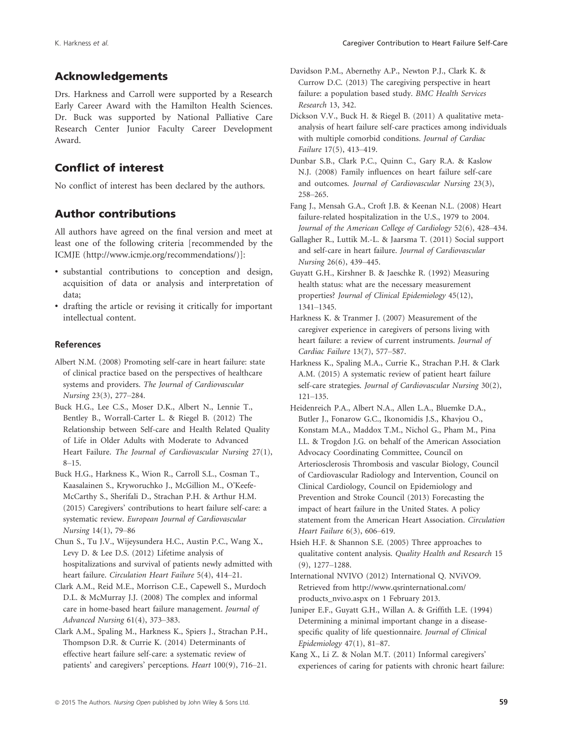## Acknowledgements

Drs. Harkness and Carroll were supported by a Research Early Career Award with the Hamilton Health Sciences. Dr. Buck was supported by National Palliative Care Research Center Junior Faculty Career Development Award.

## Conflict of interest

No conflict of interest has been declared by the authors.

## Author contributions

All authors have agreed on the final version and meet at least one of the following criteria [recommended by the ICMJE (http://www.icmje.org/recommendations/)]:

- substantial contributions to conception and design, acquisition of data or analysis and interpretation of data;
- drafting the article or revising it critically for important intellectual content.

### References

Albert N.M. (2008) Promoting self-care in heart failure: state of clinical practice based on the perspectives of healthcare systems and providers. *The Journal of Cardiovascular Nursing* 23(3), 277–284.

Buck H.G., Lee C.S., Moser D.K., Albert N., Lennie T., Bentley B., Worrall-Carter L. & Riegel B. (2012) The Relationship between Self-care and Health Related Quality of Life in Older Adults with Moderate to Advanced Heart Failure. *The Journal of Cardiovascular Nursing* 27(1), 8–15.

Buck H.G., Harkness K., Wion R., Carroll S.L., Cosman T., Kaasalainen S., Kryworuchko J., McGillion M., O'Keefe-McCarthy S., Sherifali D., Strachan P.H. & Arthur H.M. (2015) Caregivers' contributions to heart failure self-care: a systematic review. *European Journal of Cardiovascular Nursing* 14(1), 79–86

Chun S., Tu J.V., Wijeysundera H.C., Austin P.C., Wang X., Levy D. & Lee D.S. (2012) Lifetime analysis of hospitalizations and survival of patients newly admitted with heart failure. *Circulation Heart Failure* 5(4), 414–21.

Clark A.M., Reid M.E., Morrison C.E., Capewell S., Murdoch D.L. & McMurray J.J. (2008) The complex and informal care in home-based heart failure management. *Journal of Advanced Nursing* 61(4), 373–383.

Clark A.M., Spaling M., Harkness K., Spiers J., Strachan P.H., Thompson D.R. & Currie K. (2014) Determinants of effective heart failure self-care: a systematic review of patients' and caregivers' perceptions. *Heart* 100(9), 716–21.

Davidson P.M., Abernethy A.P., Newton P.J., Clark K. & Currow D.C. (2013) The caregiving perspective in heart failure: a population based study. *BMC Health Services Research* 13, 342.

Dickson V.V., Buck H. & Riegel B. (2011) A qualitative meta-analysis of heart failure self-care practices among individuals with multiple comorbid conditions. *Journal of Cardiac Failure* 17(5), 413–419.

Dunbar S.B., Clark P.C., Quinn C., Gary R.A. & Kaslow N.J. (2008) Family influences on heart failure self-care and outcomes. *Journal of Cardiovascular Nursing* 23(3), 258–265.

Fang J., Mensah G.A., Croft J.B. & Keenan N.L. (2008) Heart failure-related hospitalization in the U.S., 1979 to 2004. *Journal of the American College of Cardiology* 52(6), 428–434.

Gallagher R., Luttik M.-L. & Jaarsma T. (2011) Social support and self-care in heart failure. *Journal of Cardiovascular Nursing* 26(6), 439–445.

Guyatt G.H., Kirshner B. & Jaeschke R. (1992) Measuring health status: what are the necessary measurement properties? *Journal of Clinical Epidemiology* 45(12), 1341–1345.

Harkness K. & Tranmer J. (2007) Measurement of the caregiver experience in caregivers of persons living with heart failure: a review of current instruments. *Journal of Cardiac Failure* 13(7), 577–587.

Harkness K., Spaling M.A., Currie K., Strachan P.H. & Clark A.M. (2015) A systematic review of patient heart failure self-care strategies. *Journal of Cardiovascular Nursing* 30(2), 121–135.

Heidenreich P.A., Albert N.A., Allen L.A., Bluemke D.A., Butler J., Fonarow G.C., Ikonomidis J.S., Khavjou O., Konstam M.A., Maddox T.M., Nichol G., Pham M., Pina I.L. & Trogdon J.G. on behalf of the American Association Advocacy Coordinating Committee, Council on Arteriosclerosis Thrombosis and vascular Biology, Council of Cardiovascular Radiology and Intervention, Council on Clinical Cardiology, Council on Epidemiology and Prevention and Stroke Council (2013) Forecasting the impact of heart failure in the United States. A policy statement from the American Heart Association. *Circulation Heart Failure* 6(3), 606–619.

Hsieh H.F. & Shannon S.E. (2005) Three approaches to qualitative content analysis. *Quality Health and Research* 15 (9), 1277–1288.

International NVIVO (2012) International Q. NViVO9. Retrieved from http://www.qsrinternational.com/products_nvivo.aspx on 1 February 2013.

Juniper E.F., Guyatt G.H., Willan A. & Griffith L.E. (1994) Determining a minimal important change in a disease-specific quality of life questionnaire. *Journal of Clinical Epidemiology* 47(1), 81–87.

Kang X., Li Z. & Nolan M.T. (2011) Informal caregivers' experiences of caring for patients with chronic heart failure: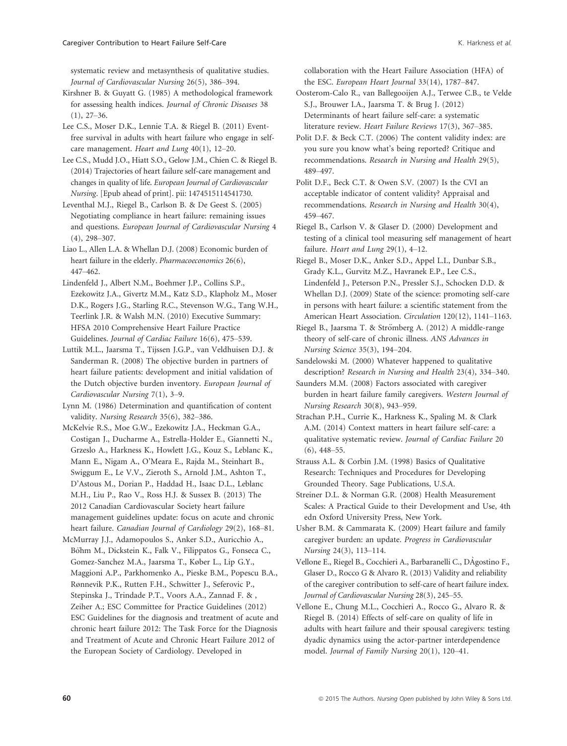systematic review and metasynthesis of qualitative studies. *Journal of Cardiovascular Nursing* 26(5), 386–394.

Kirshner B. & Guyatt G. (1985) A methodological framework for assessing health indices. *Journal of Chronic Diseases* 38 (1), 27–36.

Lee C.S., Moser D.K., Lennie T.A. & Riegel B. (2011) Event-free survival in adults with heart failure who engage in self-care management. *Heart and Lung* 40(1), 12–20.

Lee C.S., Mudd J.O., Hiatt S.O., Gelow J.M., Chien C. & Riegel B. (2014) Trajectories of heart failure self-care management and changes in quality of life. *European Journal of Cardiovascular Nursing*. [Epub ahead of print]. pii: 1474515114541730.

Leventhal M.J., Riegel B., Carlson B. & De Geest S. (2005) Negotiating compliance in heart failure: remaining issues and questions. *European Journal of Cardiovascular Nursing* 4 (4), 298–307.

Liao L., Allen L.A. & Whellan D.J. (2008) Economic burden of heart failure in the elderly. *Pharmacoeconomics* 26(6), 447–462.

Lindenfeld J., Albert N.M., Boehmer J.P., Collins S.P., Ezekowitz J.A., Givertz M.M., Katz S.D., Klapholz M., Moser D.K., Rogers J.G., Starling R.C., Stevenson W.G., Tang W.H., Teerlink J.R. & Walsh M.N. (2010) Executive Summary: HFSA 2010 Comprehensive Heart Failure Practice Guidelines. *Journal of Cardiac Failure* 16(6), 475–539.

Luttik M.L., Jaarsma T., Tijssen J.G.P., van Veldhuisen D.J. & Sanderman R. (2008) The objective burden in partners of heart failure patients: development and initial validation of the Dutch objective burden inventory. *European Journal of Cardiovascular Nursing* 7(1), 3–9.

Lynn M. (1986) Determination and quantification of content validity. *Nursing Research* 35(6), 382–386.

McKelvie R.S., Moe G.W., Ezekowitz J.A., Heckman G.A., Costigan J., Ducharme A., Estrella-Holder E., Giannetti N., Grzeslo A., Harkness K., Howlett J.G., Kouz S., Leblanc K., Mann E., Nigam A., O'Meara E., Rajda M., Steinhart B., Swiggum E., Le V.V., Zieroth S., Arnold J.M., Ashton T., D'Astous M., Dorian P., Haddad H., Isaac D.L., Leblanc M.H., Liu P., Rao V., Ross H.J. & Sussex B. (2013) The 2012 Canadian Cardiovascular Society heart failure management guidelines update: focus on acute and chronic heart failure. *Canadian Journal of Cardiology* 29(2), 168–81.

McMurray J.J., Adamopoulos S., Anker S.D., Auricchio A., Böhm M., Dickstein K., Falk V., Filippatos G., Fonseca C., Gomez-Sanchez M.A., Jaarsma T., Køber L., Lip G.Y., Maggioni A.P., Parkhomenko A., Pieske B.M., Popescu B.A., Rønnevik P.K., Rutten F.H., Schwitter J., Seferovic P., Stepinska J., Trindade P.T., Voors A.A., Zannad F. & , Zeiher A.; ESC Committee for Practice Guidelines (2012) ESC Guidelines for the diagnosis and treatment of acute and chronic heart failure 2012: The Task Force for the Diagnosis and Treatment of Acute and Chronic Heart Failure 2012 of the European Society of Cardiology. Developed in collaboration with the Heart Failure Association (HFA) of the ESC. *European Heart Journal* 33(14), 1787–847.

Oosterom-Calo R., van Ballegooijen A.J., Terwee C.B., te Velde S.J., Brouwer I.A., Jaarsma T. & Brug J. (2012) Determinants of heart failure self-care: a systematic literature review. *Heart Failure Reviews* 17(3), 367–385.

Polit D.F. & Beck C.T. (2006) The content validity index: are you sure you know what's being reported? Critique and recommendations. *Research in Nursing and Health* 29(5), 489–497.

Polit D.F., Beck C.T. & Owen S.V. (2007) Is the CVI an acceptable indicator of content validity? Appraisal and recommendations. *Research in Nursing and Health* 30(4), 459–467.

Riegel B., Carlson V. & Glaser D. (2000) Development and testing of a clinical tool measuring self management of heart failure. *Heart and Lung* 29(1), 4–12.

Riegel B., Moser D.K., Anker S.D., Appel L.I., Dunbar S.B., Grady K.L., Gurvitz M.Z., Havranek E.P., Lee C.S., Lindenfeld J., Peterson P.N., Pressler S.J., Schocken D.D. & Whellan D.J. (2009) State of the science: promoting self-care in persons with heart failure: a scientific statement from the American Heart Association. *Circulation* 120(12), 1141–1163.

Riegel B., Jaarsma T. & Strömberg A. (2012) A middle-range theory of self-care of chronic illness. *ANS Advances in Nursing Science* 35(3), 194–204.

Sandelowski M. (2000) Whatever happened to qualitative description? *Research in Nursing and Health* 23(4), 334–340.

Saunders M.M. (2008) Factors associated with caregiver burden in heart failure family caregivers. *Western Journal of Nursing Research* 30(8), 943–959.

Strachan P.H., Currie K., Harkness K., Spaling M. & Clark A.M. (2014) Context matters in heart failure self-care: a qualitative systematic review. *Journal of Cardiac Failure* 20 (6), 448–55.

Strauss A.L. & Corbin J.M. (1998) Basics of Qualitative Research: Techniques and Procedures for Developing Grounded Theory. Sage Publications, U.S.A.

Streiner D.L. & Norman G.R. (2008) Health Measurement Scales: A Practical Guide to their Development and Use, 4th edn Oxford University Press, New York.

Usher B.M. & Cammarata K. (2009) Heart failure and family caregiver burden: an update. *Progress in Cardiovascular Nursing* 24(3), 113–114.

Vellone E., Riegel B., Cocchieri A., Barbaranelli C., DÀgostino F., Glaser D., Rocco G & Alvaro R. (2013) Validity and reliability of the caregiver contribution to self-care of heart failure index. *Journal of Cardiovascular Nursing* 28(3), 245–55.

Vellone E., Chung M.L., Cocchieri A., Rocco G., Alvaro R. & Riegel B. (2014) Effects of self-care on quality of life in adults with heart failure and their spousal caregivers: testing dyadic dynamics using the actor-partner interdependence model. *Journal of Family Nursing* 20(1), 120–41.